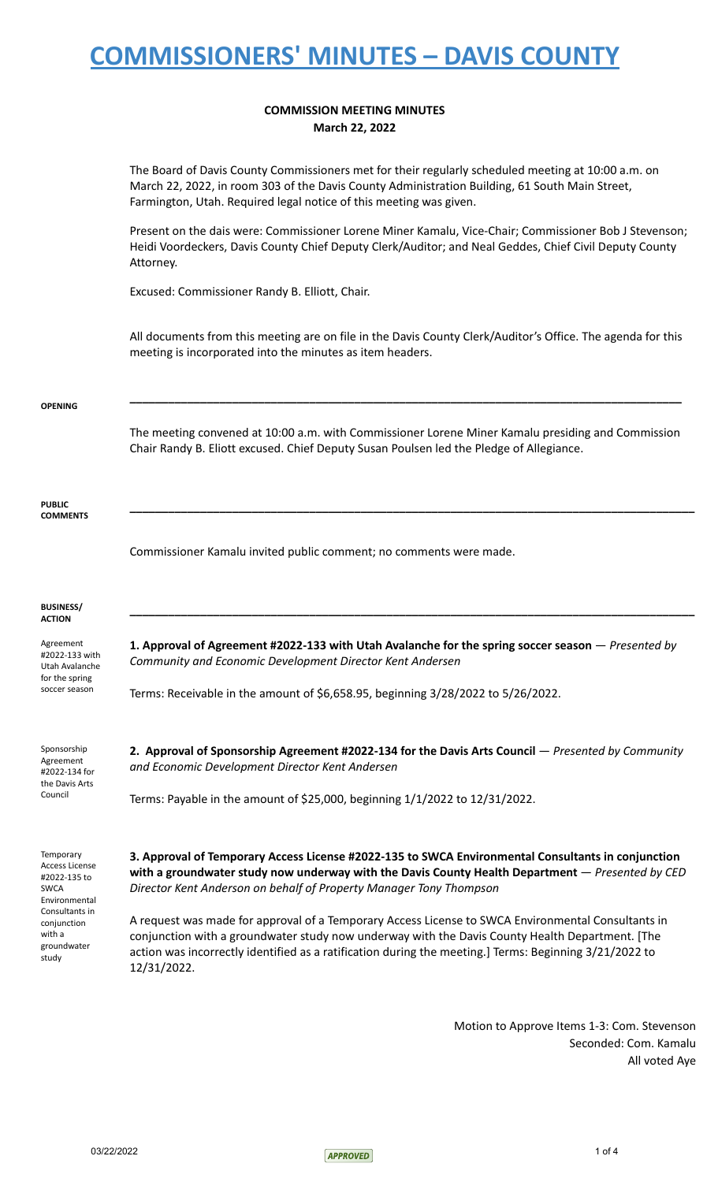# COMMISSIONERS' MINUTES – DAVIS COUNTY

**COMMISSION MEETING MINUTES**
**March 22, 2022**

The Board of Davis County Commissioners met for their regularly scheduled meeting at 10:00 a.m. on March 22, 2022, in room 303 of the Davis County Administration Building, 61 South Main Street, Farmington, Utah. Required legal notice of this meeting was given.

Present on the dais were: Commissioner Lorene Miner Kamalu, Vice-Chair; Commissioner Bob J Stevenson; Heidi Voordeckers, Davis County Chief Deputy Clerk/Auditor; and Neal Geddes, Chief Civil Deputy County Attorney.

Excused: Commissioner Randy B. Elliott, Chair.

All documents from this meeting are on file in the Davis County Clerk/Auditor's Office. The agenda for this meeting is incorporated into the minutes as item headers.

**OPENING**

The meeting convened at 10:00 a.m. with Commissioner Lorene Miner Kamalu presiding and Commission Chair Randy B. Eliott excused. Chief Deputy Susan Poulsen led the Pledge of Allegiance.

**PUBLIC COMMENTS**

Commissioner Kamalu invited public comment; no comments were made.

**BUSINESS/ ACTION**

*Agreement #2022-133 with Utah Avalanche for the spring soccer season*

**1. Approval of Agreement #2022-133 with Utah Avalanche for the spring soccer season** — *Presented by Community and Economic Development Director Kent Andersen*

Terms: Receivable in the amount of $6,658.95, beginning 3/28/2022 to 5/26/2022.

*Sponsorship Agreement #2022-134 for the Davis Arts Council*

**2. Approval of Sponsorship Agreement #2022-134 for the Davis Arts Council** — *Presented by Community and Economic Development Director Kent Andersen*

Terms: Payable in the amount of $25,000, beginning 1/1/2022 to 12/31/2022.

*Temporary Access License #2022-135 to SWCA Environmental Consultants in conjunction with a groundwater study*

**3. Approval of Temporary Access License #2022-135 to SWCA Environmental Consultants in conjunction with a groundwater study now underway with the Davis County Health Department** — *Presented by CED Director Kent Anderson on behalf of Property Manager Tony Thompson*

A request was made for approval of a Temporary Access License to SWCA Environmental Consultants in conjunction with a groundwater study now underway with the Davis County Health Department. [The action was incorrectly identified as a ratification during the meeting.] Terms: Beginning 3/21/2022 to 12/31/2022.

Motion to Approve Items 1-3: Com. Stevenson
Seconded: Com. Kamalu
All voted Aye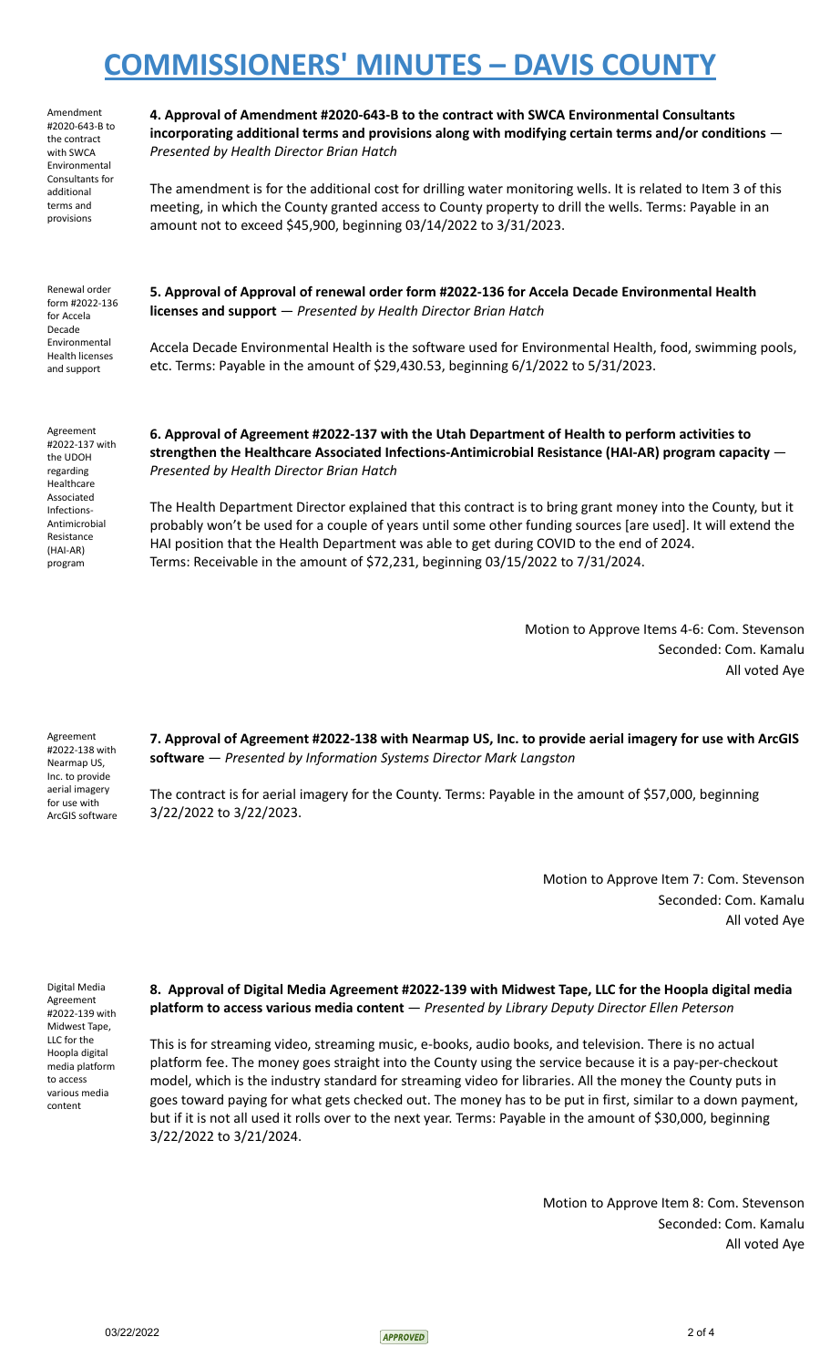Amendment #2020-643-B to the contract with SWCA Environmental Consultants for additional terms and provisions

**4. Approval of Amendment #2020-643-B to the contract with SWCA Environmental Consultants incorporating additional terms and provisions along with modifying certain terms and/or conditions** — *Presented by Health Director Brian Hatch*

The amendment is for the additional cost for drilling water monitoring wells. It is related to Item 3 of this meeting, in which the County granted access to County property to drill the wells. Terms: Payable in an amount not to exceed $45,900, beginning 03/14/2022 to 3/31/2023.

Renewal order form #2022-136 for Accela Decade Environmental Health licenses and support

**5. Approval of Approval of renewal order form #2022-136 for Accela Decade Environmental Health licenses and support** — *Presented by Health Director Brian Hatch*

Accela Decade Environmental Health is the software used for Environmental Health, food, swimming pools, etc. Terms: Payable in the amount of $29,430.53, beginning 6/1/2022 to 5/31/2023.

Agreement #2022-137 with the UDOH regarding Healthcare Associated Infections-Antimicrobial Resistance (HAI-AR) program

**6. Approval of Agreement #2022-137 with the Utah Department of Health to perform activities to strengthen the Healthcare Associated Infections-Antimicrobial Resistance (HAI-AR) program capacity** — *Presented by Health Director Brian Hatch*

The Health Department Director explained that this contract is to bring grant money into the County, but it probably won't be used for a couple of years until some other funding sources [are used]. It will extend the HAI position that the Health Department was able to get during COVID to the end of 2024.
Terms: Receivable in the amount of $72,231, beginning 03/15/2022 to 7/31/2024.

Motion to Approve Items 4-6: Com. Stevenson
Seconded: Com. Kamalu
All voted Aye

Agreement #2022-138 with Nearmap US, Inc. to provide aerial imagery for use with ArcGIS software

**7. Approval of Agreement #2022-138 with Nearmap US, Inc. to provide aerial imagery for use with ArcGIS software** — *Presented by Information Systems Director Mark Langston*

The contract is for aerial imagery for the County. Terms: Payable in the amount of $57,000, beginning 3/22/2022 to 3/22/2023.

Motion to Approve Item 7: Com. Stevenson
Seconded: Com. Kamalu
All voted Aye

Digital Media Agreement #2022-139 with Midwest Tape, LLC for the Hoopla digital media platform to access various media content

**8. Approval of Digital Media Agreement #2022-139 with Midwest Tape, LLC for the Hoopla digital media platform to access various media content** — *Presented by Library Deputy Director Ellen Peterson*

This is for streaming video, streaming music, e-books, audio books, and television. There is no actual platform fee. The money goes straight into the County using the service because it is a pay-per-checkout model, which is the industry standard for streaming video for libraries. All the money the County puts in goes toward paying for what gets checked out. The money has to be put in first, similar to a down payment, but if it is not all used it rolls over to the next year. Terms: Payable in the amount of $30,000, beginning 3/22/2022 to 3/21/2024.

Motion to Approve Item 8: Com. Stevenson
Seconded: Com. Kamalu
All voted Aye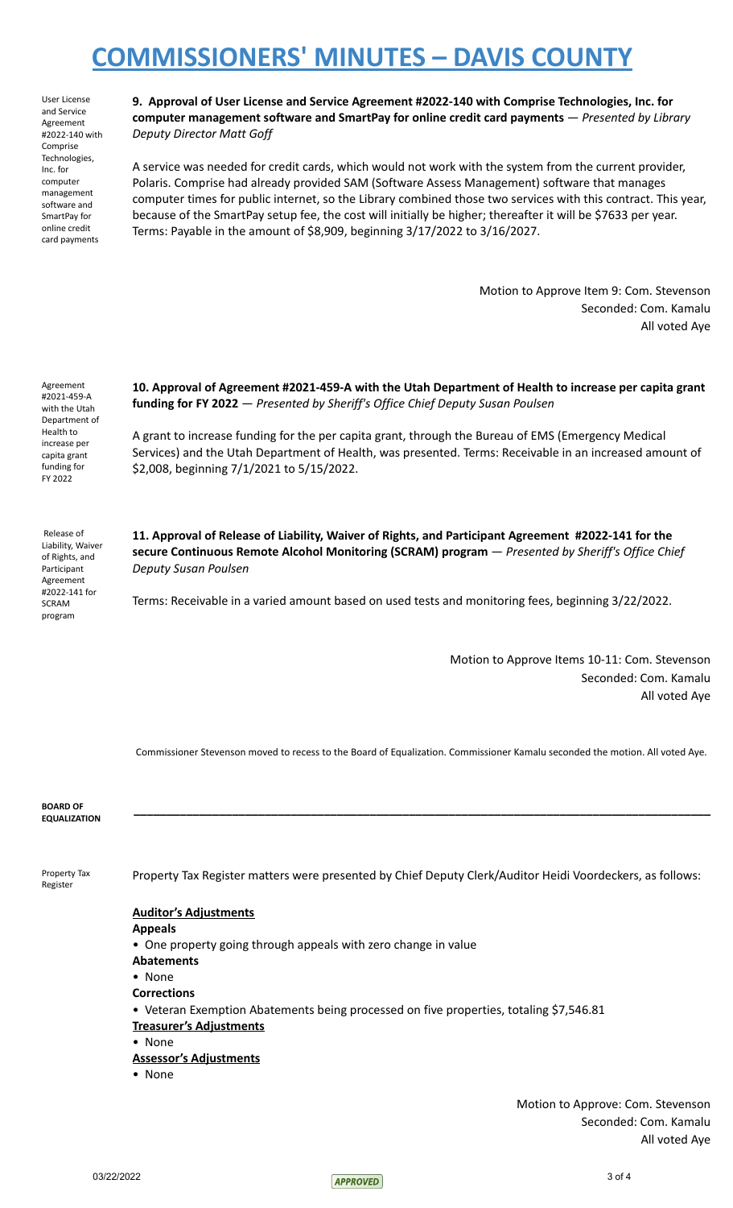# COMMISSIONERS' MINUTES – DAVIS COUNTY

User License and Service Agreement #2022-140 with Comprise Technologies, Inc. for computer management software and SmartPay for online credit card payments

**9. Approval of User License and Service Agreement #2022-140 with Comprise Technologies, Inc. for computer management software and SmartPay for online credit card payments** — *Presented by Library Deputy Director Matt Goff*

A service was needed for credit cards, which would not work with the system from the current provider, Polaris. Comprise had already provided SAM (Software Assess Management) software that manages computer times for public internet, so the Library combined those two services with this contract. This year, because of the SmartPay setup fee, the cost will initially be higher; thereafter it will be $7633 per year. Terms: Payable in the amount of $8,909, beginning 3/17/2022 to 3/16/2027.

Motion to Approve Item 9: Com. Stevenson
Seconded: Com. Kamalu
All voted Aye

Agreement #2021-459-A with the Utah Department of Health to increase per capita grant funding for FY 2022

**10. Approval of Agreement #2021-459-A with the Utah Department of Health to increase per capita grant funding for FY 2022** — *Presented by Sheriff's Office Chief Deputy Susan Poulsen*

A grant to increase funding for the per capita grant, through the Bureau of EMS (Emergency Medical Services) and the Utah Department of Health, was presented. Terms: Receivable in an increased amount of $2,008, beginning 7/1/2021 to 5/15/2022.

Release of Liability, Waiver of Rights, and Participant Agreement #2022-141 for SCRAM program

**11. Approval of Release of Liability, Waiver of Rights, and Participant Agreement #2022-141 for the secure Continuous Remote Alcohol Monitoring (SCRAM) program** — *Presented by Sheriff's Office Chief Deputy Susan Poulsen*

Terms: Receivable in a varied amount based on used tests and monitoring fees, beginning 3/22/2022.

Motion to Approve Items 10-11: Com. Stevenson
Seconded: Com. Kamalu
All voted Aye

Commissioner Stevenson moved to recess to the Board of Equalization. Commissioner Kamalu seconded the motion. All voted Aye.

**BOARD OF EQUALIZATION**

---

Property Tax Register

Property Tax Register matters were presented by Chief Deputy Clerk/Auditor Heidi Voordeckers, as follows:

**Auditor's Adjustments**

**Appeals**

- One property going through appeals with zero change in value

**Abatements**

- None

**Corrections**

- Veteran Exemption Abatements being processed on five properties, totaling $7,546.81

**Treasurer's Adjustments**

- None

**Assessor's Adjustments**

- None

Motion to Approve: Com. Stevenson
Seconded: Com. Kamalu
All voted Aye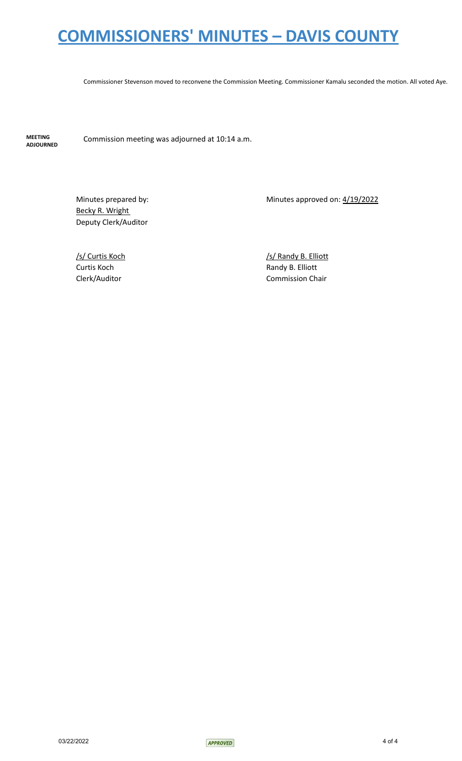# COMMISSIONERS' MINUTES – DAVIS COUNTY

Commissioner Stevenson moved to reconvene the Commission Meeting. Commissioner Kamalu seconded the motion. All voted Aye.

**MEETING ADJOURNED**

Commission meeting was adjourned at 10:14 a.m.

Minutes prepared by:
Becky R. Wright
Deputy Clerk/Auditor

Minutes approved on: 4/19/2022

/s/ Curtis Koch
Curtis Koch
Clerk/Auditor

/s/ Randy B. Elliott
Randy B. Elliott
Commission Chair

03/22/2022

APPROVED